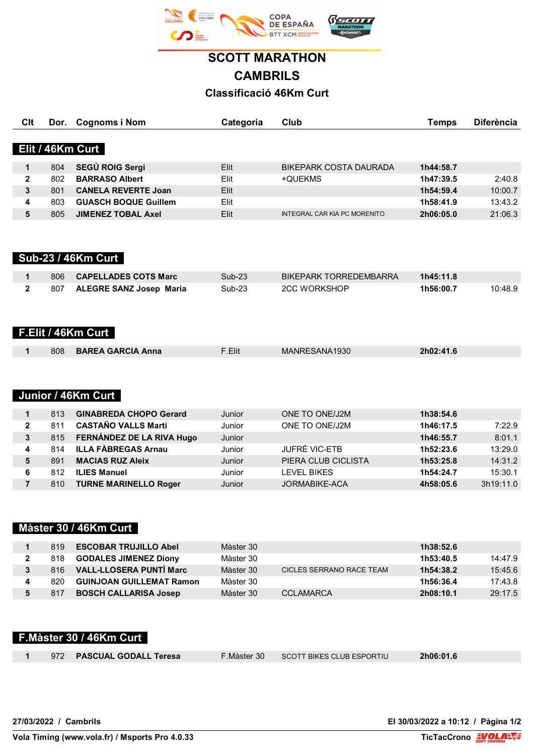# SCOTT MARATHON

# CAMBRILS

## Classificació 46Km Curt

| Clt | Dor. | Cognoms i Nom | Categoria | Club | Temps | Diferència |
|---|---|---|---|---|---|---|
| **Elit / 46Km Curt** | | | | | | |
| **1** | 804 | **SEGÚ ROIG Sergi** | Elit | BIKEPARK COSTA DAURADA | **1h44:58.7** | |
| **2** | 802 | **BARRASO Albert** | Elit | +QUEKMS | **1h47:39.5** | 2:40.8 |
| **3** | 801 | **CANELA REVERTE Joan** | Elit | | **1h54:59.4** | 10:00.7 |
| **4** | 803 | **GUASCH BOQUE Guillem** | Elit | | **1h58:41.9** | 13:43.2 |
| **5** | 805 | **JIMENEZ TOBAL Axel** | Elit | INTEGRAL CAR KIA PC MORENITO | **2h06:05.0** | 21:06.3 |
| **Sub-23 / 46Km Curt** | | | | | | |
| **1** | 806 | **CAPELLADES COTS Marc** | Sub-23 | BIKEPARK TORREDEMBARRA | **1h45:11.8** | |
| **2** | 807 | **ALEGRE SANZ Josep Maria** | Sub-23 | 2CC WORKSHOP | **1h56:00.7** | 10:48.9 |
| **F.Elit / 46Km Curt** | | | | | | |
| **1** | 808 | **BAREA GARCIA Anna** | F.Elit | MANRESANA1930 | **2h02:41.6** | |
| **Junior / 46Km Curt** | | | | | | |
| **1** | 813 | **GINABREDA CHOPO Gerard** | Junior | ONE TO ONE/J2M | **1h38:54.6** | |
| **2** | 811 | **CASTAÑO VALLS Marti** | Junior | ONE TO ONE/J2M | **1h46:17.5** | 7:22.9 |
| **3** | 815 | **FERNÁNDEZ DE LA RIVA Hugo** | Junior | | **1h46:55.7** | 8:01.1 |
| **4** | 814 | **ILLA FÀBREGAS Arnau** | Junior | JUFRÉ VIC-ETB | **1h52:23.6** | 13:29.0 |
| **5** | 891 | **MACIAS RUZ Aleix** | Junior | PIERA CLUB CICLISTA | **1h53:25.8** | 14:31.2 |
| **6** | 812 | **ILIES Manuel** | Junior | LEVEL BIKES | **1h54:24.7** | 15:30.1 |
| **7** | 810 | **TURNE MARINELLO Roger** | Junior | JORMABIKE-ACA | **4h58:05.6** | 3h19:11.0 |
| **Màster 30 / 46Km Curt** | | | | | | |
| **1** | 819 | **ESCOBAR TRUJILLO Abel** | Màster 30 | | **1h38:52.6** | |
| **2** | 818 | **GODALES JIMENEZ Diony** | Màster 30 | | **1h53:40.5** | 14:47.9 |
| **3** | 816 | **VALL-LLOSERA PUNTÍ Marc** | Màster 30 | CICLES SERRANO RACE TEAM | **1h54:38.2** | 15:45.6 |
| **4** | 820 | **GUINJOAN GUILLEMAT Ramon** | Màster 30 | | **1h56:36.4** | 17:43.8 |
| **5** | 817 | **BOSCH CALLARISA Josep** | Màster 30 | CCLAMARCA | **2h08:10.1** | 29:17.5 |
| **F.Màster 30 / 46Km Curt** | | | | | | |
| **1** | 972 | **PASCUAL GODALL Teresa** | F.Màster 30 | SCOTT BIKES CLUB ESPORTIU | **2h06:01.6** | |

**27/03/2022 / Cambrils** — **El 30/03/2022 a 10:12**

**Vola Timing (www.vola.fr) / Msports Pro 4.0.33** — **TicTacCrono**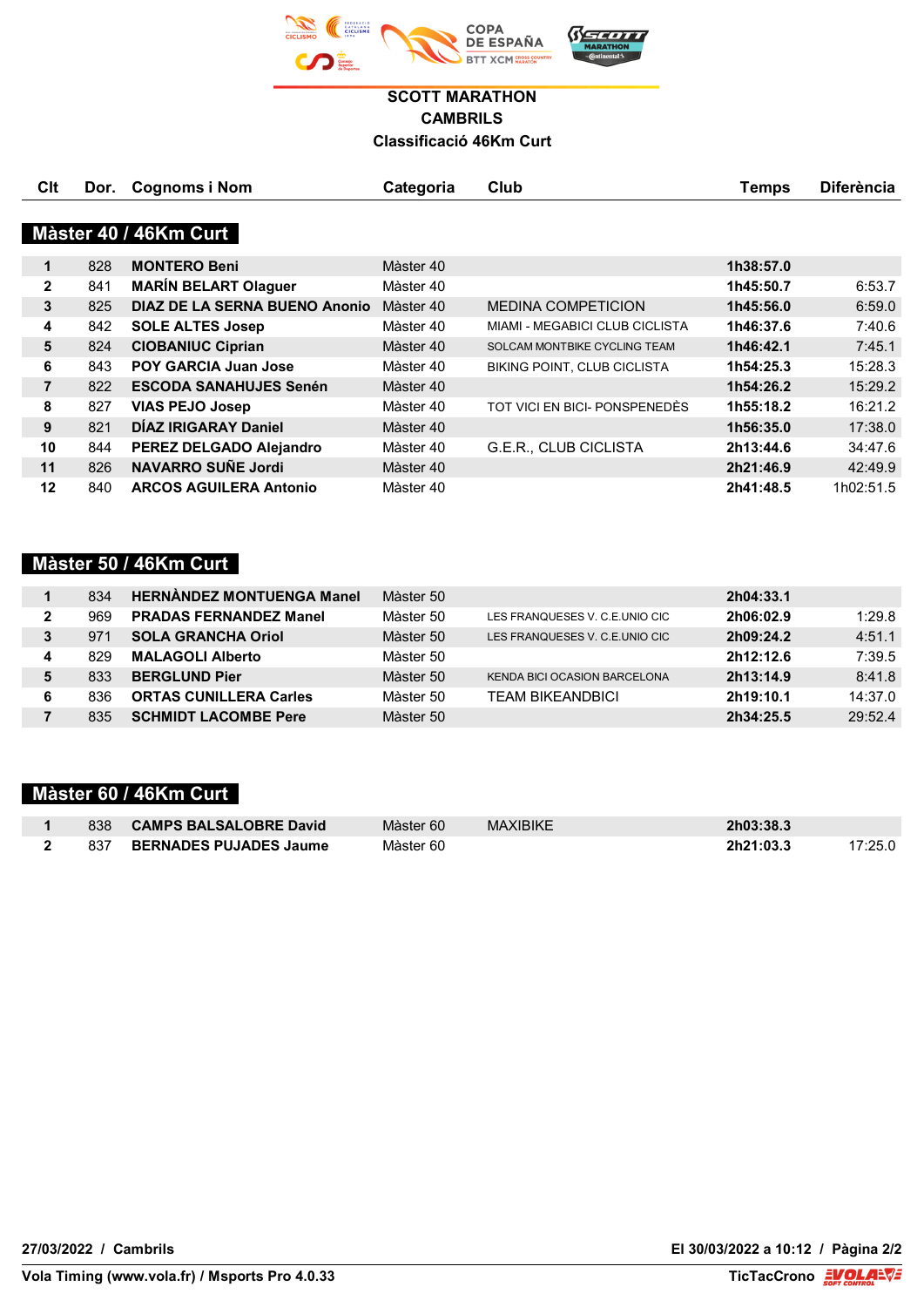# SCOTT MARATHON
## CAMBRILS
### Classificació 46Km Curt

## Màster 40 / 46Km Curt

| Clt | Dor. | Cognoms i Nom | Categoria | Club | Temps | Diferència |
|---|---|---|---|---|---|---|
| 1 | 828 | **MONTERO Beni** | Màster 40 | | **1h38:57.0** | |
| 2 | 841 | **MARÍN BELART Olaguer** | Màster 40 | | **1h45:50.7** | 6:53.7 |
| 3 | 825 | **DIAZ DE LA SERNA BUENO Anonio** | Màster 40 | MEDINA COMPETICION | **1h45:56.0** | 6:59.0 |
| 4 | 842 | **SOLE ALTES Josep** | Màster 40 | MIAMI - MEGABICI CLUB CICLISTA | **1h46:37.6** | 7:40.6 |
| 5 | 824 | **CIOBANIUC Ciprian** | Màster 40 | SOLCAM MONTBIKE CYCLING TEAM | **1h46:42.1** | 7:45.1 |
| 6 | 843 | **POY GARCIA Juan Jose** | Màster 40 | BIKING POINT, CLUB CICLISTA | **1h54:25.3** | 15:28.3 |
| 7 | 822 | **ESCODA SANAHUJES Senén** | Màster 40 | | **1h54:26.2** | 15:29.2 |
| 8 | 827 | **VIAS PEJO Josep** | Màster 40 | TOT VICI EN BICI- PONSPENEDÈS | **1h55:18.2** | 16:21.2 |
| 9 | 821 | **DÍAZ IRIGARAY Daniel** | Màster 40 | | **1h56:35.0** | 17:38.0 |
| 10 | 844 | **PEREZ DELGADO Alejandro** | Màster 40 | G.E.R., CLUB CICLISTA | **2h13:44.6** | 34:47.6 |
| 11 | 826 | **NAVARRO SUÑE Jordi** | Màster 40 | | **2h21:46.9** | 42:49.9 |
| 12 | 840 | **ARCOS AGUILERA Antonio** | Màster 40 | | **2h41:48.5** | 1h02:51.5 |

## Màster 50 / 46Km Curt

| Clt | Dor. | Cognoms i Nom | Categoria | Club | Temps | Diferència |
|---|---|---|---|---|---|---|
| 1 | 834 | **HERNÀNDEZ MONTUENGA Manel** | Màster 50 | | **2h04:33.1** | |
| 2 | 969 | **PRADAS FERNANDEZ Manel** | Màster 50 | LES FRANQUESES V. C.E.UNIO CIC | **2h06:02.9** | 1:29.8 |
| 3 | 971 | **SOLA GRANCHA Oriol** | Màster 50 | LES FRANQUESES V. C.E.UNIO CIC | **2h09:24.2** | 4:51.1 |
| 4 | 829 | **MALAGOLI Alberto** | Màster 50 | | **2h12:12.6** | 7:39.5 |
| 5 | 833 | **BERGLUND Pier** | Màster 50 | KENDA BICI OCASION BARCELONA | **2h13:14.9** | 8:41.8 |
| 6 | 836 | **ORTAS CUNILLERA Carles** | Màster 50 | TEAM BIKEANDBICI | **2h19:10.1** | 14:37.0 |
| 7 | 835 | **SCHMIDT LACOMBE Pere** | Màster 50 | | **2h34:25.5** | 29:52.4 |

## Màster 60 / 46Km Curt

| Clt | Dor. | Cognoms i Nom | Categoria | Club | Temps | Diferència |
|---|---|---|---|---|---|---|
| 1 | 838 | **CAMPS BALSALOBRE David** | Màster 60 | MAXIBIKE | **2h03:38.3** | |
| 2 | 837 | **BERNADES PUJADES Jaume** | Màster 60 | | **2h21:03.3** | 17:25.0 |

**27/03/2022 / Cambrils** — **El 30/03/2022 a 10:12**

**Vola Timing (www.vola.fr) / Msports Pro 4.0.33** — **TicTacCrono**